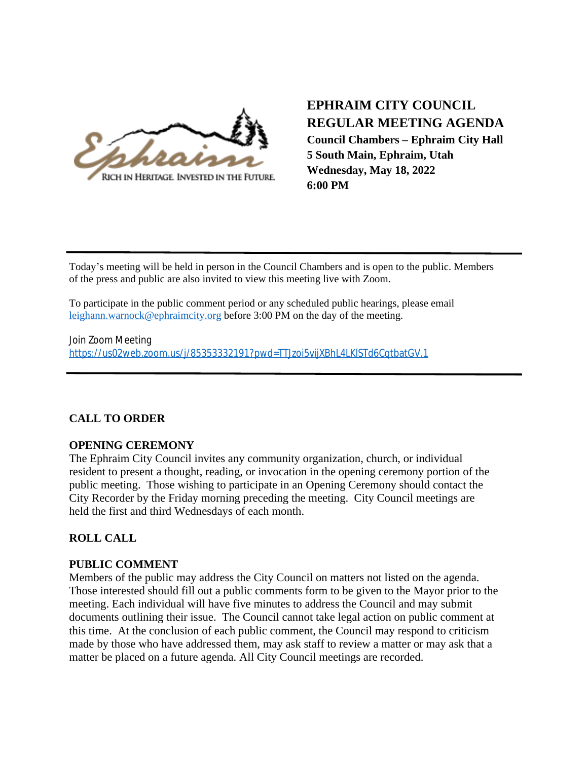Ephraim

RICH IN HERITAGE. INVESTED IN THE FUTURE.

# EPHRAIM CITY COUNCIL REGULAR MEETING AGENDA

**Council Chambers – Ephraim City Hall**
**5 South Main, Ephraim, Utah**
**Wednesday, May 18, 2022**
**6:00 PM**

---

Today's meeting will be held in person in the Council Chambers and is open to the public. Members of the press and public are also invited to view this meeting live with Zoom.

To participate in the public comment period or any scheduled public hearings, please email leighann.warnock@ephraimcity.org before 3:00 PM on the day of the meeting.

Join Zoom Meeting
https://us02web.zoom.us/j/85353332191?pwd=TTJzoi5vijXBhL4LKlSTd6CqtbatGV.1

---

## CALL TO ORDER

## OPENING CEREMONY

The Ephraim City Council invites any community organization, church, or individual resident to present a thought, reading, or invocation in the opening ceremony portion of the public meeting. Those wishing to participate in an Opening Ceremony should contact the City Recorder by the Friday morning preceding the meeting. City Council meetings are held the first and third Wednesdays of each month.

## ROLL CALL

## PUBLIC COMMENT

Members of the public may address the City Council on matters not listed on the agenda. Those interested should fill out a public comments form to be given to the Mayor prior to the meeting. Each individual will have five minutes to address the Council and may submit documents outlining their issue. The Council cannot take legal action on public comment at this time. At the conclusion of each public comment, the Council may respond to criticism made by those who have addressed them, may ask staff to review a matter or may ask that a matter be placed on a future agenda. All City Council meetings are recorded.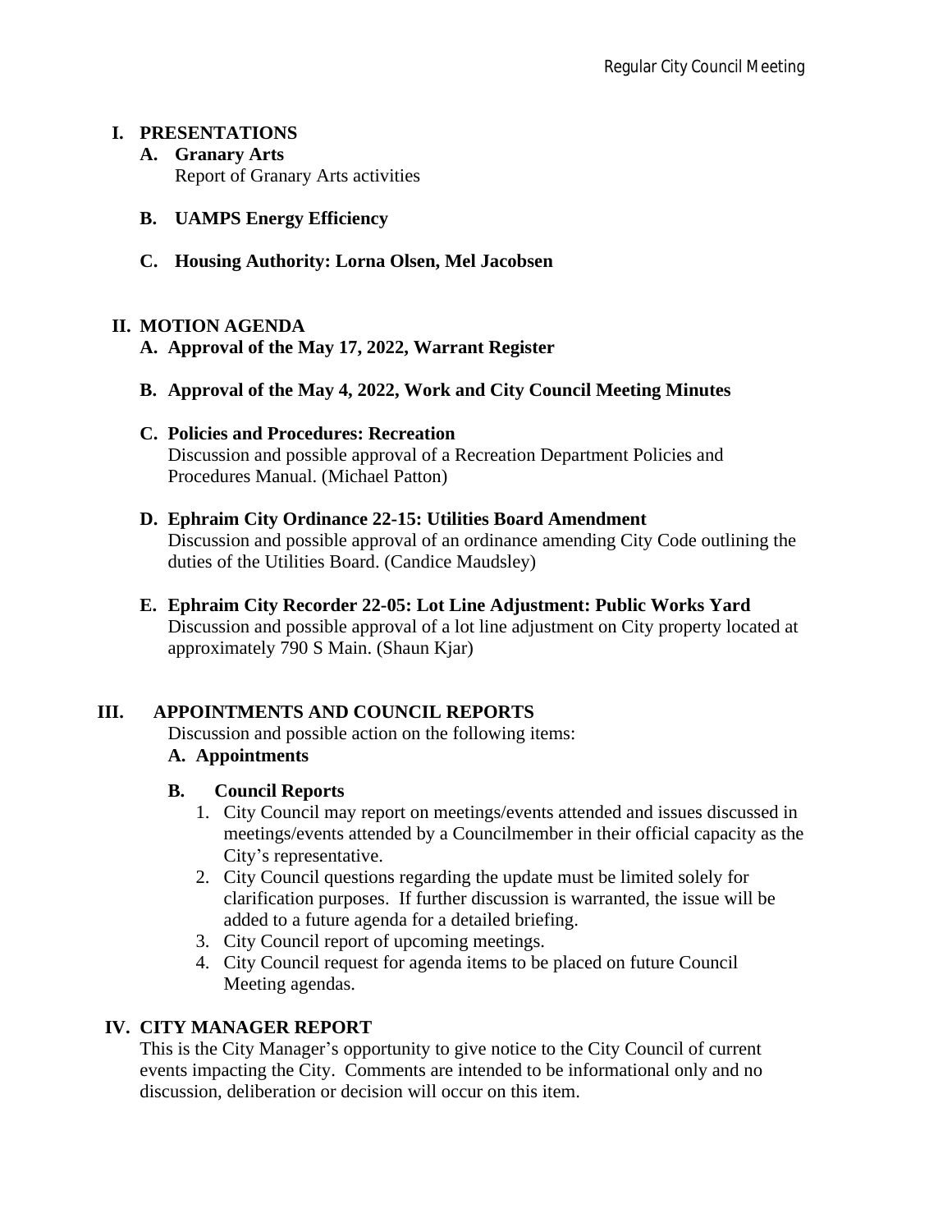## I. PRESENTATIONS

**A. Granary Arts**

Report of Granary Arts activities

**B. UAMPS Energy Efficiency**

**C. Housing Authority: Lorna Olsen, Mel Jacobsen**

## II. MOTION AGENDA

**A. Approval of the May 17, 2022, Warrant Register**

**B. Approval of the May 4, 2022, Work and City Council Meeting Minutes**

**C. Policies and Procedures: Recreation**

Discussion and possible approval of a Recreation Department Policies and Procedures Manual. (Michael Patton)

**D. Ephraim City Ordinance 22-15: Utilities Board Amendment**

Discussion and possible approval of an ordinance amending City Code outlining the duties of the Utilities Board. (Candice Maudsley)

**E. Ephraim City Recorder 22-05: Lot Line Adjustment: Public Works Yard**

Discussion and possible approval of a lot line adjustment on City property located at approximately 790 S Main. (Shaun Kjar)

## III. APPOINTMENTS AND COUNCIL REPORTS

Discussion and possible action on the following items:

**A. Appointments**

**B. Council Reports**

1. City Council may report on meetings/events attended and issues discussed in meetings/events attended by a Councilmember in their official capacity as the City's representative.
2. City Council questions regarding the update must be limited solely for clarification purposes. If further discussion is warranted, the issue will be added to a future agenda for a detailed briefing.
3. City Council report of upcoming meetings.
4. City Council request for agenda items to be placed on future Council Meeting agendas.

## IV. CITY MANAGER REPORT

This is the City Manager's opportunity to give notice to the City Council of current events impacting the City. Comments are intended to be informational only and no discussion, deliberation or decision will occur on this item.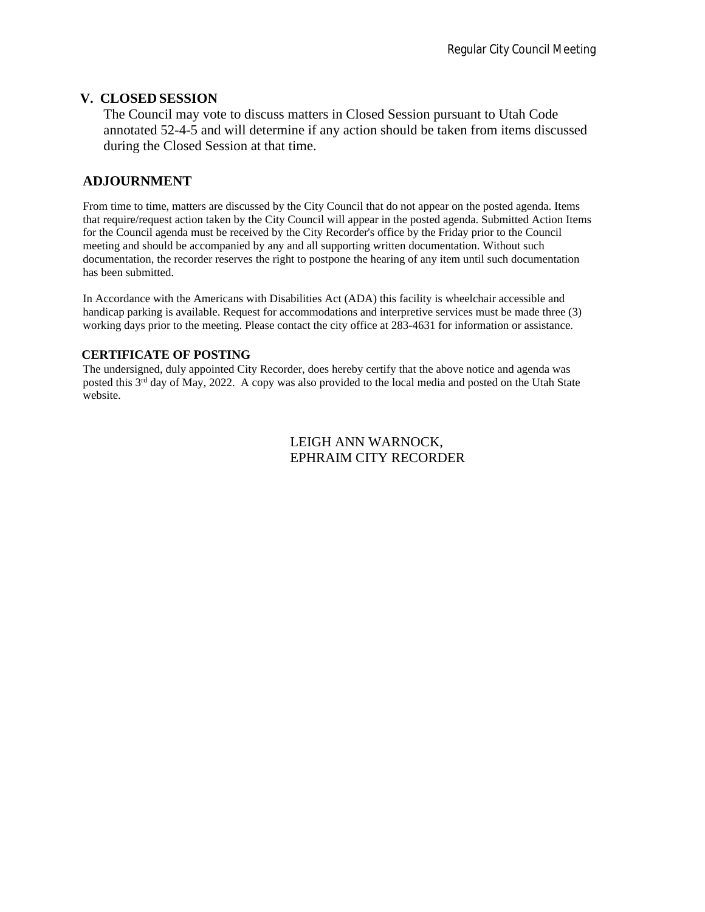## V. CLOSED SESSION

The Council may vote to discuss matters in Closed Session pursuant to Utah Code annotated 52-4-5 and will determine if any action should be taken from items discussed during the Closed Session at that time.

## ADJOURNMENT

From time to time, matters are discussed by the City Council that do not appear on the posted agenda. Items that require/request action taken by the City Council will appear in the posted agenda. Submitted Action Items for the Council agenda must be received by the City Recorder's office by the Friday prior to the Council meeting and should be accompanied by any and all supporting written documentation. Without such documentation, the recorder reserves the right to postpone the hearing of any item until such documentation has been submitted.

In Accordance with the Americans with Disabilities Act (ADA) this facility is wheelchair accessible and handicap parking is available. Request for accommodations and interpretive services must be made three (3) working days prior to the meeting. Please contact the city office at 283-4631 for information or assistance.

### CERTIFICATE OF POSTING

The undersigned, duly appointed City Recorder, does hereby certify that the above notice and agenda was posted this 3rd day of May, 2022. A copy was also provided to the local media and posted on the Utah State website.

LEIGH ANN WARNOCK,
EPHRAIM CITY RECORDER